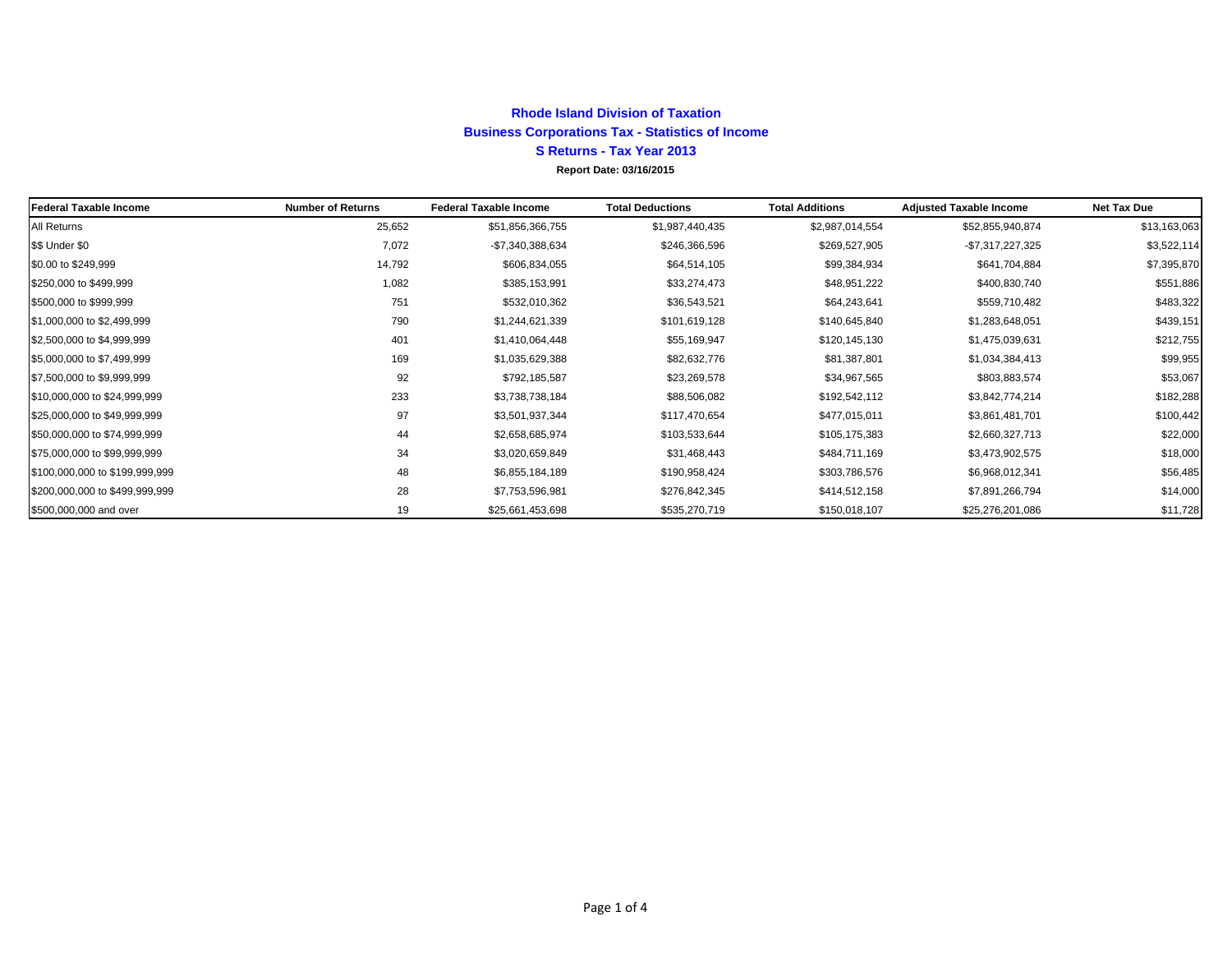# Rhode Island Division of Taxation

## Business Corporations Tax - Statistics of Income

### S Returns - Tax Year 2013

**Report Date: 03/16/2015**

| Federal Taxable Income | Number of Returns | Federal Taxable Income | Total Deductions | Total Additions | Adjusted Taxable Income | Net Tax Due |
|---|---|---|---|---|---|---|
| All Returns | 25,652 | $51,856,366,755 | $1,987,440,435 | $2,987,014,554 | $52,855,940,874 | $13,163,063 |
| $$ Under $0 | 7,072 | -$7,340,388,634 | $246,366,596 | $269,527,905 | -$7,317,227,325 | $3,522,114 |
| $0.00 to $249,999 | 14,792 | $606,834,055 | $64,514,105 | $99,384,934 | $641,704,884 | $7,395,870 |
| $250,000 to $499,999 | 1,082 | $385,153,991 | $33,274,473 | $48,951,222 | $400,830,740 | $551,886 |
| $500,000 to $999,999 | 751 | $532,010,362 | $36,543,521 | $64,243,641 | $559,710,482 | $483,322 |
| $1,000,000 to $2,499,999 | 790 | $1,244,621,339 | $101,619,128 | $140,645,840 | $1,283,648,051 | $439,151 |
| $2,500,000 to $4,999,999 | 401 | $1,410,064,448 | $55,169,947 | $120,145,130 | $1,475,039,631 | $212,755 |
| $5,000,000 to $7,499,999 | 169 | $1,035,629,388 | $82,632,776 | $81,387,801 | $1,034,384,413 | $99,955 |
| $7,500,000 to $9,999,999 | 92 | $792,185,587 | $23,269,578 | $34,967,565 | $803,883,574 | $53,067 |
| $10,000,000 to $24,999,999 | 233 | $3,738,738,184 | $88,506,082 | $192,542,112 | $3,842,774,214 | $182,288 |
| $25,000,000 to $49,999,999 | 97 | $3,501,937,344 | $117,470,654 | $477,015,011 | $3,861,481,701 | $100,442 |
| $50,000,000 to $74,999,999 | 44 | $2,658,685,974 | $103,533,644 | $105,175,383 | $2,660,327,713 | $22,000 |
| $75,000,000 to $99,999,999 | 34 | $3,020,659,849 | $31,468,443 | $484,711,169 | $3,473,902,575 | $18,000 |
| $100,000,000 to $199,999,999 | 48 | $6,855,184,189 | $190,958,424 | $303,786,576 | $6,968,012,341 | $56,485 |
| $200,000,000 to $499,999,999 | 28 | $7,753,596,981 | $276,842,345 | $414,512,158 | $7,891,266,794 | $14,000 |
| $500,000,000 and over | 19 | $25,661,453,698 | $535,270,719 | $150,018,107 | $25,276,201,086 | $11,728 |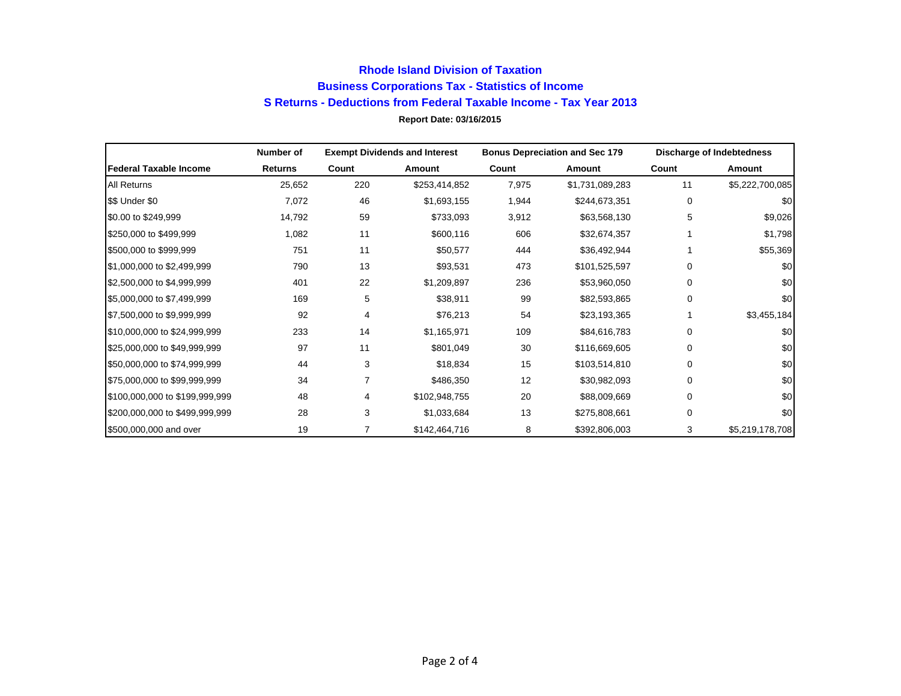# Rhode Island Division of Taxation

## Business Corporations Tax - Statistics of Income

## S Returns - Deductions from Federal Taxable Income - Tax Year 2013

**Report Date: 03/16/2015**

| | Number of | Exempt Dividends and Interest | | Bonus Depreciation and Sec 179 | | Discharge of Indebtedness | |
|---|---|---|---|---|---|---|---|
| **Federal Taxable Income** | **Returns** | **Count** | **Amount** | **Count** | **Amount** | **Count** | **Amount** |
| All Returns | 25,652 | 220 | $253,414,852 | 7,975 | $1,731,089,283 | 11 | $5,222,700,085 |
| $$ Under $0 | 7,072 | 46 | $1,693,155 | 1,944 | $244,673,351 | 0 | $0 |
| $0.00 to $249,999 | 14,792 | 59 | $733,093 | 3,912 | $63,568,130 | 5 | $9,026 |
| $250,000 to $499,999 | 1,082 | 11 | $600,116 | 606 | $32,674,357 | 1 | $1,798 |
| $500,000 to $999,999 | 751 | 11 | $50,577 | 444 | $36,492,944 | 1 | $55,369 |
| $1,000,000 to $2,499,999 | 790 | 13 | $93,531 | 473 | $101,525,597 | 0 | $0 |
| $2,500,000 to $4,999,999 | 401 | 22 | $1,209,897 | 236 | $53,960,050 | 0 | $0 |
| $5,000,000 to $7,499,999 | 169 | 5 | $38,911 | 99 | $82,593,865 | 0 | $0 |
| $7,500,000 to $9,999,999 | 92 | 4 | $76,213 | 54 | $23,193,365 | 1 | $3,455,184 |
| $10,000,000 to $24,999,999 | 233 | 14 | $1,165,971 | 109 | $84,616,783 | 0 | $0 |
| $25,000,000 to $49,999,999 | 97 | 11 | $801,049 | 30 | $116,669,605 | 0 | $0 |
| $50,000,000 to $74,999,999 | 44 | 3 | $18,834 | 15 | $103,514,810 | 0 | $0 |
| $75,000,000 to $99,999,999 | 34 | 7 | $486,350 | 12 | $30,982,093 | 0 | $0 |
| $100,000,000 to $199,999,999 | 48 | 4 | $102,948,755 | 20 | $88,009,669 | 0 | $0 |
| $200,000,000 to $499,999,999 | 28 | 3 | $1,033,684 | 13 | $275,808,661 | 0 | $0 |
| $500,000,000 and over | 19 | 7 | $142,464,716 | 8 | $392,806,003 | 3 | $5,219,178,708 |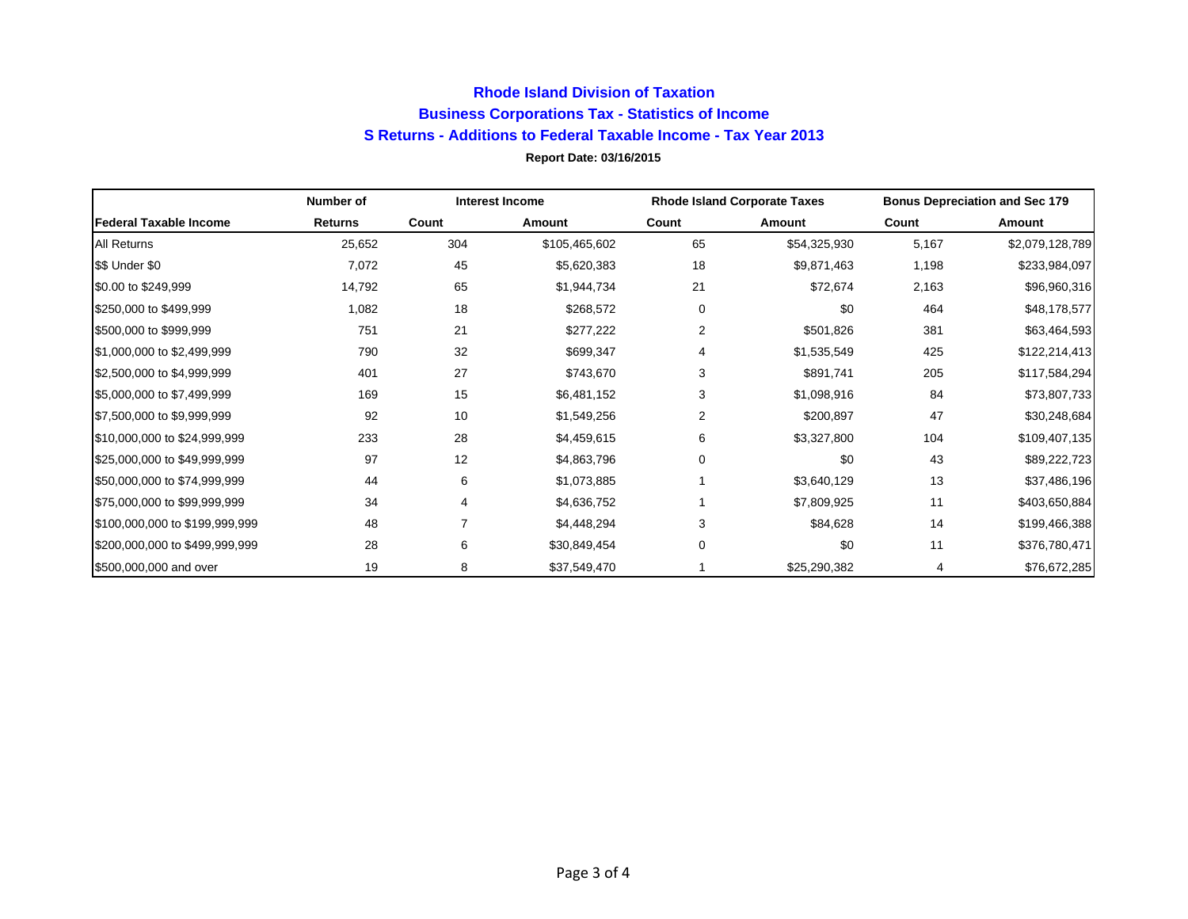## Rhode Island Division of Taxation

## Business Corporations Tax - Statistics of Income

## S Returns - Additions to Federal Taxable Income - Tax Year 2013

**Report Date: 03/16/2015**

| | Number of | Interest Income | | Rhode Island Corporate Taxes | | Bonus Depreciation and Sec 179 | |
|---|---|---|---|---|---|---|---|
| **Federal Taxable Income** | **Returns** | **Count** | **Amount** | **Count** | **Amount** | **Count** | **Amount** |
| All Returns | 25,652 | 304 | $105,465,602 | 65 | $54,325,930 | 5,167 | $2,079,128,789 |
| $$ Under $0 | 7,072 | 45 | $5,620,383 | 18 | $9,871,463 | 1,198 | $233,984,097 |
| $0.00 to $249,999 | 14,792 | 65 | $1,944,734 | 21 | $72,674 | 2,163 | $96,960,316 |
| $250,000 to $499,999 | 1,082 | 18 | $268,572 | 0 | $0 | 464 | $48,178,577 |
| $500,000 to $999,999 | 751 | 21 | $277,222 | 2 | $501,826 | 381 | $63,464,593 |
| $1,000,000 to $2,499,999 | 790 | 32 | $699,347 | 4 | $1,535,549 | 425 | $122,214,413 |
| $2,500,000 to $4,999,999 | 401 | 27 | $743,670 | 3 | $891,741 | 205 | $117,584,294 |
| $5,000,000 to $7,499,999 | 169 | 15 | $6,481,152 | 3 | $1,098,916 | 84 | $73,807,733 |
| $7,500,000 to $9,999,999 | 92 | 10 | $1,549,256 | 2 | $200,897 | 47 | $30,248,684 |
| $10,000,000 to $24,999,999 | 233 | 28 | $4,459,615 | 6 | $3,327,800 | 104 | $109,407,135 |
| $25,000,000 to $49,999,999 | 97 | 12 | $4,863,796 | 0 | $0 | 43 | $89,222,723 |
| $50,000,000 to $74,999,999 | 44 | 6 | $1,073,885 | 1 | $3,640,129 | 13 | $37,486,196 |
| $75,000,000 to $99,999,999 | 34 | 4 | $4,636,752 | 1 | $7,809,925 | 11 | $403,650,884 |
| $100,000,000 to $199,999,999 | 48 | 7 | $4,448,294 | 3 | $84,628 | 14 | $199,466,388 |
| $200,000,000 to $499,999,999 | 28 | 6 | $30,849,454 | 0 | $0 | 11 | $376,780,471 |
| $500,000,000 and over | 19 | 8 | $37,549,470 | 1 | $25,290,382 | 4 | $76,672,285 |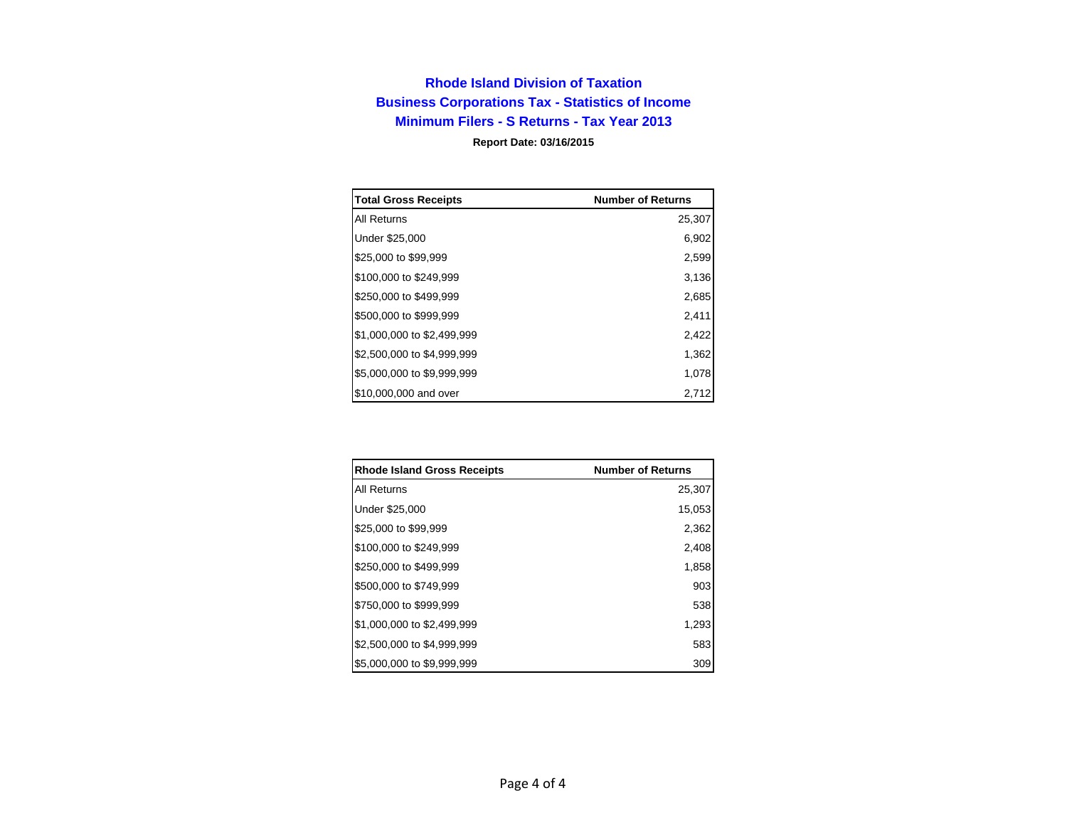# Rhode Island Division of Taxation

## Business Corporations Tax - Statistics of Income

## Minimum Filers - S Returns - Tax Year 2013

**Report Date: 03/16/2015**

| Total Gross Receipts | Number of Returns |
|---|---|
| All Returns | 25,307 |
| Under $25,000 | 6,902 |
| $25,000 to $99,999 | 2,599 |
| $100,000 to $249,999 | 3,136 |
| $250,000 to $499,999 | 2,685 |
| $500,000 to $999,999 | 2,411 |
| $1,000,000 to $2,499,999 | 2,422 |
| $2,500,000 to $4,999,999 | 1,362 |
| $5,000,000 to $9,999,999 | 1,078 |
| $10,000,000 and over | 2,712 |

| Rhode Island Gross Receipts | Number of Returns |
|---|---|
| All Returns | 25,307 |
| Under $25,000 | 15,053 |
| $25,000 to $99,999 | 2,362 |
| $100,000 to $249,999 | 2,408 |
| $250,000 to $499,999 | 1,858 |
| $500,000 to $749,999 | 903 |
| $750,000 to $999,999 | 538 |
| $1,000,000 to $2,499,999 | 1,293 |
| $2,500,000 to $4,999,999 | 583 |
| $5,000,000 to $9,999,999 | 309 |